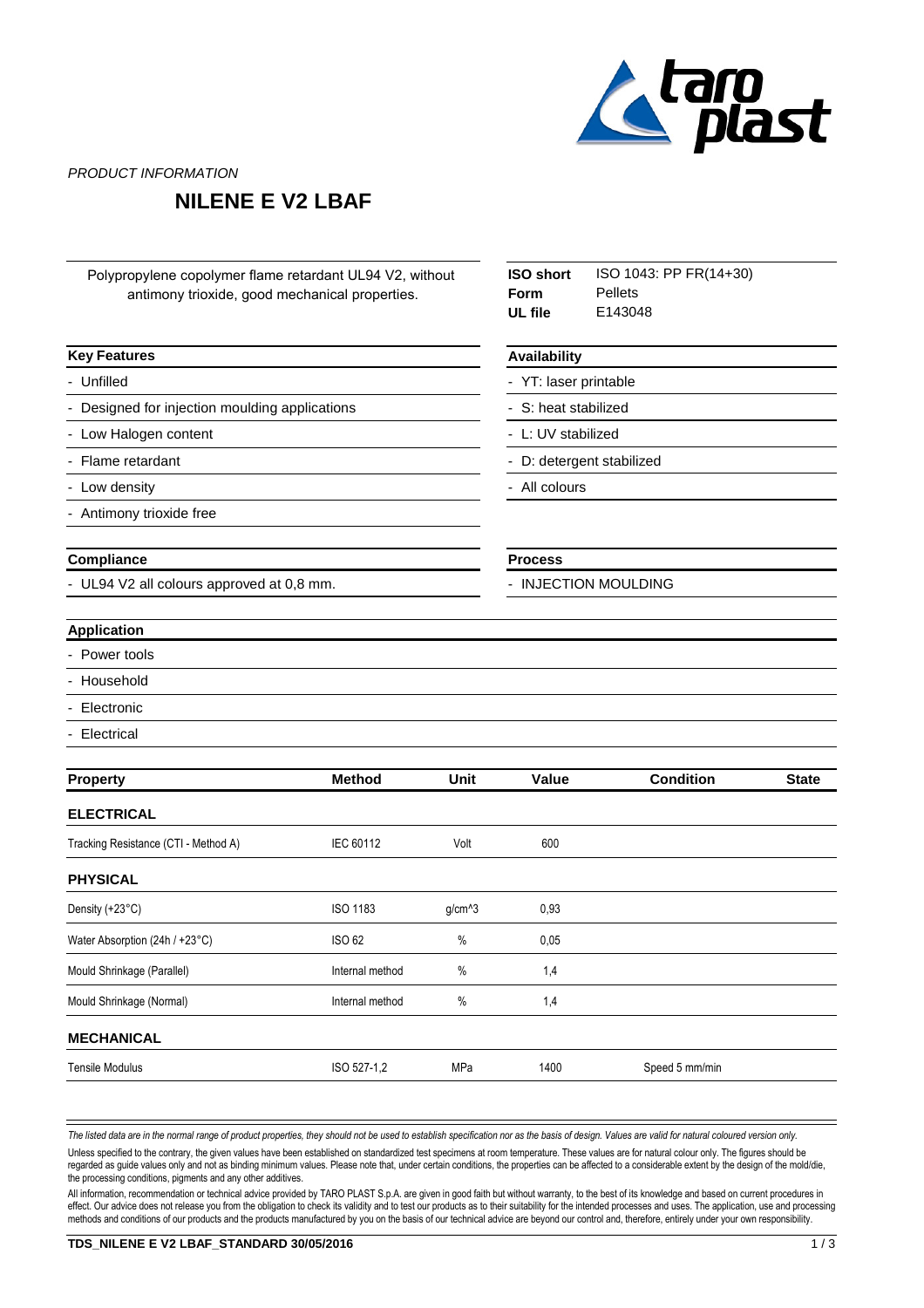*PRODUCT INFORMATION*

# NILENE E V2 LBAF

Polypropylene copolymer flame retardant UL94 V2, without antimony trioxide, good mechanical properties.

| | |
|---|---|
| **ISO short** | ISO 1043: PP FR(14+30) |
| **Form** | Pellets |
| **UL file** | E143048 |

**Key Features**

- Unfilled
- Designed for injection moulding applications
- Low Halogen content
- Flame retardant
- Low density
- Antimony trioxide free

**Availability**

- YT: laser printable
- S: heat stabilized
- L: UV stabilized
- D: detergent stabilized
- All colours

**Compliance**

- UL94 V2 all colours approved at 0,8 mm.

**Process**

- INJECTION MOULDING

**Application**

- Power tools
- Household
- Electronic
- Electrical

| Property | Method | Unit | Value | Condition | State |
|---|---|---|---|---|---|
| **ELECTRICAL** | | | | | |
| Tracking Resistance (CTI - Method A) | IEC 60112 | Volt | 600 | | |
| **PHYSICAL** | | | | | |
| Density (+23°C) | ISO 1183 | g/cm^3 | 0,93 | | |
| Water Absorption (24h / +23°C) | ISO 62 | % | 0,05 | | |
| Mould Shrinkage (Parallel) | Internal method | % | 1,4 | | |
| Mould Shrinkage (Normal) | Internal method | % | 1,4 | | |
| **MECHANICAL** | | | | | |
| Tensile Modulus | ISO 527-1,2 | MPa | 1400 | Speed 5 mm/min | |

*The listed data are in the normal range of product properties, they should not be used to establish specification nor as the basis of design. Values are valid for natural coloured version only.*

Unless specified to the contrary, the given values have been established on standardized test specimens at room temperature. These values are for natural colour only. The figures should be regarded as guide values only and not as binding minimum values. Please note that, under certain conditions, the properties can be affected to a considerable extent by the design of the mold/die, the processing conditions, pigments and any other additives.

All information, recommendation or technical advice provided by TARO PLAST S.p.A. are given in good faith but without warranty, to the best of its knowledge and based on current procedures in effect. Our advice does not release you from the obligation to check its validity and to test our products as to their suitability for the intended processes and uses. The application, use and processing methods and conditions of our products and the products manufactured by you on the basis of our technical advice are beyond our control and, therefore, entirely under your own responsibility.

**TDS_NILENE E V2 LBAF_STANDARD 30/05/2016**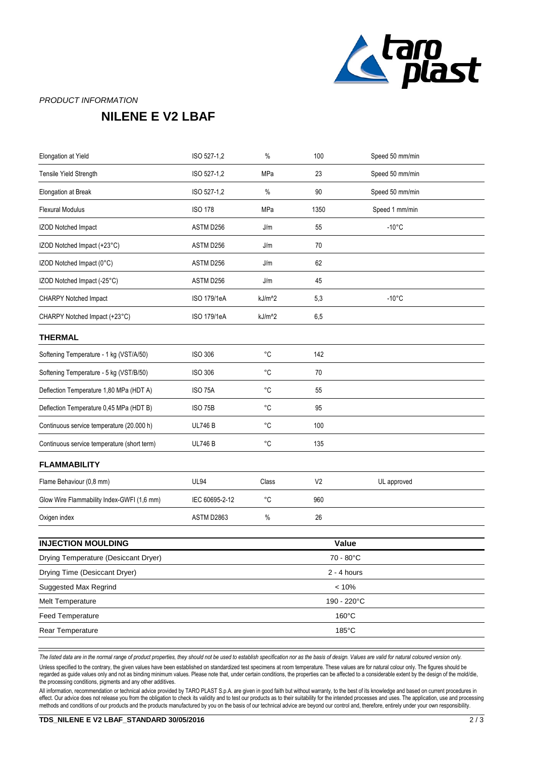*PRODUCT INFORMATION*

# NILENE E V2 LBAF

| | | | | |
|---|---|---|---|---|
| Elongation at Yield | ISO 527-1,2 | % | 100 | Speed 50 mm/min |
| Tensile Yield Strength | ISO 527-1,2 | MPa | 23 | Speed 50 mm/min |
| Elongation at Break | ISO 527-1,2 | % | 90 | Speed 50 mm/min |
| Flexural Modulus | ISO 178 | MPa | 1350 | Speed 1 mm/min |
| IZOD Notched Impact | ASTM D256 | J/m | 55 | -10°C |
| IZOD Notched Impact (+23°C) | ASTM D256 | J/m | 70 | |
| IZOD Notched Impact (0°C) | ASTM D256 | J/m | 62 | |
| IZOD Notched Impact (-25°C) | ASTM D256 | J/m | 45 | |
| CHARPY Notched Impact | ISO 179/1eA | kJ/m^2 | 5,3 | -10°C |
| CHARPY Notched Impact (+23°C) | ISO 179/1eA | kJ/m^2 | 6,5 | |

### THERMAL

| | | | | |
|---|---|---|---|---|
| Softening Temperature - 1 kg (VST/A/50) | ISO 306 | °C | 142 | |
| Softening Temperature - 5 kg (VST/B/50) | ISO 306 | °C | 70 | |
| Deflection Temperature 1,80 MPa (HDT A) | ISO 75A | °C | 55 | |
| Deflection Temperature 0,45 MPa (HDT B) | ISO 75B | °C | 95 | |
| Continuous service temperature (20.000 h) | UL746 B | °C | 100 | |
| Continuous service temperature (short term) | UL746 B | °C | 135 | |

### FLAMMABILITY

| | | | | |
|---|---|---|---|---|
| Flame Behaviour (0,8 mm) | UL94 | Class | V2 | UL approved |
| Glow Wire Flammability Index-GWFI (1,6 mm) | IEC 60695-2-12 | °C | 960 | |
| Oxigen index | ASTM D2863 | % | 26 | |

| INJECTION MOULDING | Value |
|---|---|
| Drying Temperature (Desiccant Dryer) | 70 - 80°C |
| Drying Time (Desiccant Dryer) | 2 - 4 hours |
| Suggested Max Regrind | < 10% |
| Melt Temperature | 190 - 220°C |
| Feed Temperature | 160°C |
| Rear Temperature | 185°C |

*The listed data are in the normal range of product properties, they should not be used to establish specification nor as the basis of design. Values are valid for natural coloured version only.*

Unless specified to the contrary, the given values have been established on standardized test specimens at room temperature. These values are for natural colour only. The figures should be regarded as guide values only and not as binding minimum values. Please note that, under certain conditions, the properties can be affected to a considerable extent by the design of the mold/die, the processing conditions, pigments and any other additives.

All information, recommendation or technical advice provided by TARO PLAST S.p.A. are given in good faith but without warranty, to the best of its knowledge and based on current procedures in effect. Our advice does not release you from the obligation to check its validity and to test our products as to their suitability for the intended processes and uses. The application, use and processing methods and conditions of our products and the products manufactured by you on the basis of our technical advice are beyond our control and, therefore, entirely under your own responsibility.

**TDS_NILENE E V2 LBAF_STANDARD 30/05/2016**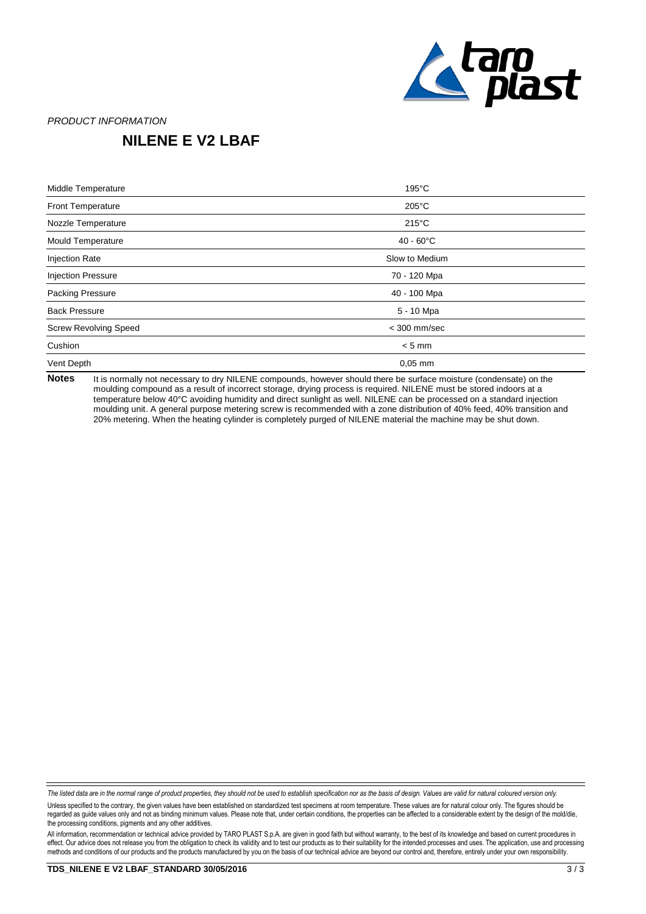*PRODUCT INFORMATION*

# NILENE E V2 LBAF

| | |
|---|---|
| Middle Temperature | 195°C |
| Front Temperature | 205°C |
| Nozzle Temperature | 215°C |
| Mould Temperature | 40 - 60°C |
| Injection Rate | Slow to Medium |
| Injection Pressure | 70 - 120 Mpa |
| Packing Pressure | 40 - 100 Mpa |
| Back Pressure | 5 - 10 Mpa |
| Screw Revolving Speed | < 300 mm/sec |
| Cushion | < 5 mm |
| Vent Depth | 0,05 mm |

**Notes** It is normally not necessary to dry NILENE compounds, however should there be surface moisture (condensate) on the moulding compound as a result of incorrect storage, drying process is required. NILENE must be stored indoors at a temperature below 40°C avoiding humidity and direct sunlight as well. NILENE can be processed on a standard injection moulding unit. A general purpose metering screw is recommended with a zone distribution of 40% feed, 40% transition and 20% metering. When the heating cylinder is completely purged of NILENE material the machine may be shut down.

*The listed data are in the normal range of product properties, they should not be used to establish specification nor as the basis of design. Values are valid for natural coloured version only.*

Unless specified to the contrary, the given values have been established on standardized test specimens at room temperature. These values are for natural colour only. The figures should be regarded as guide values only and not as binding minimum values. Please note that, under certain conditions, the properties can be affected to a considerable extent by the design of the mold/die, the processing conditions, pigments and any other additives.

All information, recommendation or technical advice provided by TARO PLAST S.p.A. are given in good faith but without warranty, to the best of its knowledge and based on current procedures in effect. Our advice does not release you from the obligation to check its validity and to test our products as to their suitability for the intended processes and uses. The application, use and processing methods and conditions of our products and the products manufactured by you on the basis of our technical advice are beyond our control and, therefore, entirely under your own responsibility.

**TDS_NILENE E V2 LBAF_STANDARD 30/05/2016**